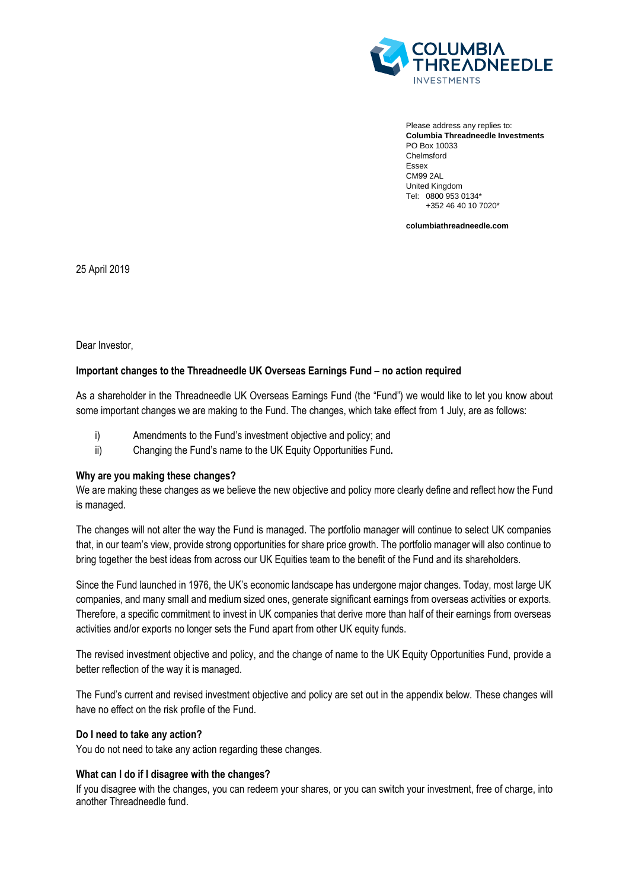COLUMBIA THREADNEEDLE INVESTMENTS

Please address any replies to:
**Columbia Threadneedle Investments**
PO Box 10033
Chelmsford
Essex
CM99 2AL
United Kingdom
Tel: 0800 953 0134*
+352 46 40 10 7020*

**columbiathreadneedle.com**

25 April 2019

Dear Investor,

**Important changes to the Threadneedle UK Overseas Earnings Fund – no action required**

As a shareholder in the Threadneedle UK Overseas Earnings Fund (the "Fund") we would like to let you know about some important changes we are making to the Fund. The changes, which take effect from 1 July, are as follows:

i) Amendments to the Fund's investment objective and policy; and
ii) Changing the Fund's name to the UK Equity Opportunities Fund**.**

**Why are you making these changes?**

We are making these changes as we believe the new objective and policy more clearly define and reflect how the Fund is managed.

The changes will not alter the way the Fund is managed. The portfolio manager will continue to select UK companies that, in our team's view, provide strong opportunities for share price growth. The portfolio manager will also continue to bring together the best ideas from across our UK Equities team to the benefit of the Fund and its shareholders.

Since the Fund launched in 1976, the UK's economic landscape has undergone major changes. Today, most large UK companies, and many small and medium sized ones, generate significant earnings from overseas activities or exports. Therefore, a specific commitment to invest in UK companies that derive more than half of their earnings from overseas activities and/or exports no longer sets the Fund apart from other UK equity funds.

The revised investment objective and policy, and the change of name to the UK Equity Opportunities Fund, provide a better reflection of the way it is managed.

The Fund's current and revised investment objective and policy are set out in the appendix below. These changes will have no effect on the risk profile of the Fund.

**Do I need to take any action?**

You do not need to take any action regarding these changes.

**What can I do if I disagree with the changes?**

If you disagree with the changes, you can redeem your shares, or you can switch your investment, free of charge, into another Threadneedle fund.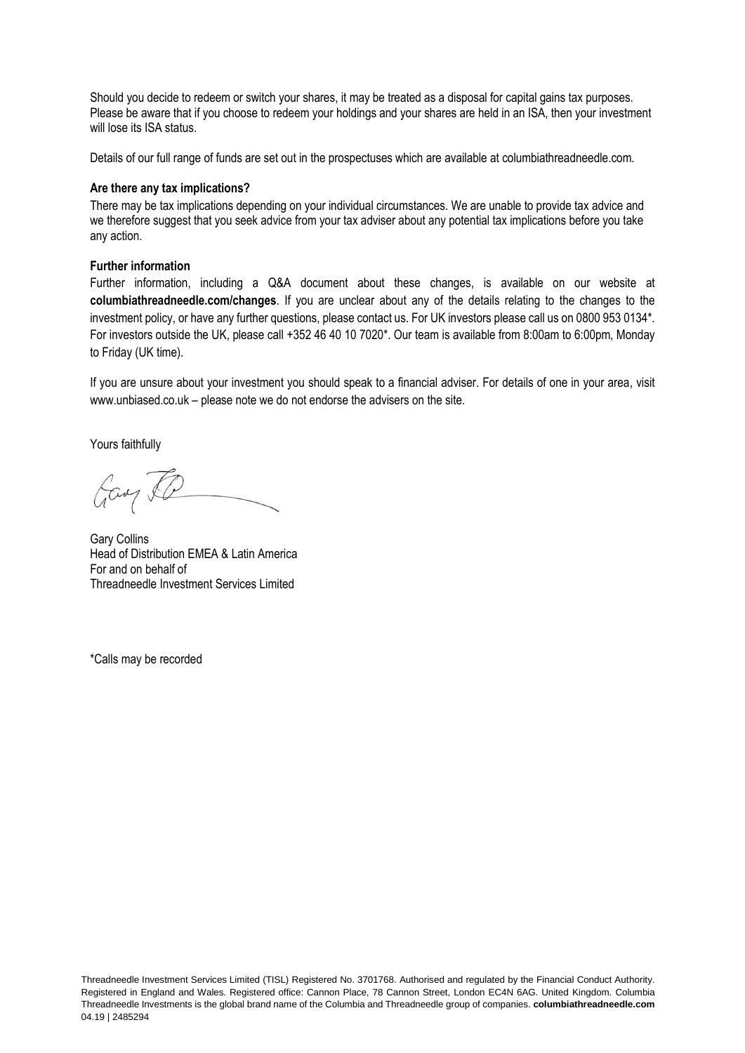Should you decide to redeem or switch your shares, it may be treated as a disposal for capital gains tax purposes. Please be aware that if you choose to redeem your holdings and your shares are held in an ISA, then your investment will lose its ISA status.

Details of our full range of funds are set out in the prospectuses which are available at columbiathreadneedle.com.

**Are there any tax implications?**

There may be tax implications depending on your individual circumstances. We are unable to provide tax advice and we therefore suggest that you seek advice from your tax adviser about any potential tax implications before you take any action.

**Further information**

Further information, including a Q&A document about these changes, is available on our website at **columbiathreadneedle.com/changes**. If you are unclear about any of the details relating to the changes to the investment policy, or have any further questions, please contact us. For UK investors please call us on 0800 953 0134*. For investors outside the UK, please call +352 46 40 10 7020*. Our team is available from 8:00am to 6:00pm, Monday to Friday (UK time).

If you are unsure about your investment you should speak to a financial adviser. For details of one in your area, visit www.unbiased.co.uk – please note we do not endorse the advisers on the site.

Yours faithfully

Gary Collins
Head of Distribution EMEA & Latin America
For and on behalf of
Threadneedle Investment Services Limited

*Calls may be recorded

Threadneedle Investment Services Limited (TISL) Registered No. 3701768. Authorised and regulated by the Financial Conduct Authority. Registered in England and Wales. Registered office: Cannon Place, 78 Cannon Street, London EC4N 6AG. United Kingdom. Columbia Threadneedle Investments is the global brand name of the Columbia and Threadneedle group of companies. **columbiathreadneedle.com**
04.19 | 2485294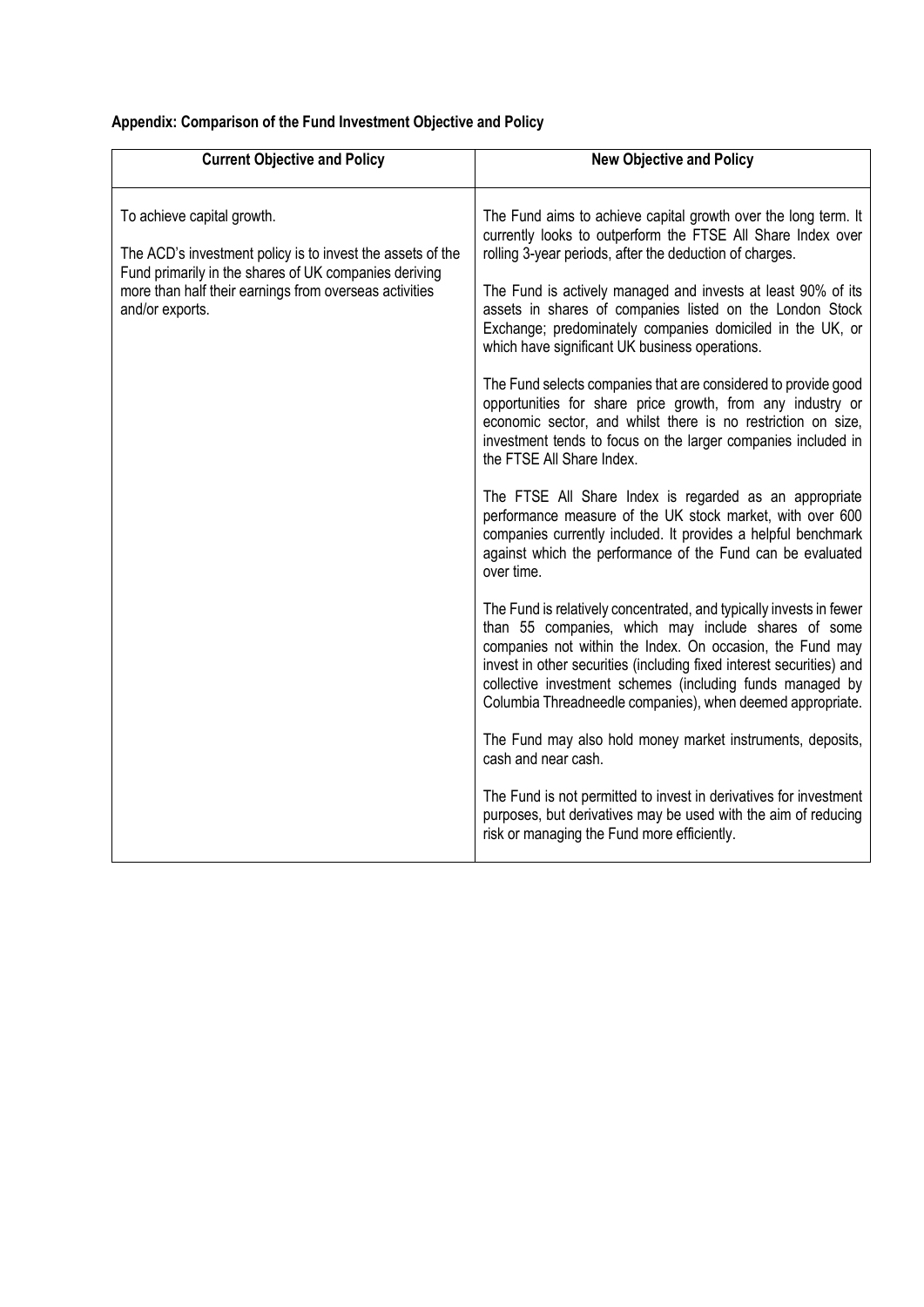**Appendix: Comparison of the Fund Investment Objective and Policy**

| Current Objective and Policy | New Objective and Policy |
| --- | --- |
| To achieve capital growth.<br><br>The ACD's investment policy is to invest the assets of the Fund primarily in the shares of UK companies deriving more than half their earnings from overseas activities and/or exports. | The Fund aims to achieve capital growth over the long term. It currently looks to outperform the FTSE All Share Index over rolling 3-year periods, after the deduction of charges.<br><br>The Fund is actively managed and invests at least 90% of its assets in shares of companies listed on the London Stock Exchange; predominately companies domiciled in the UK, or which have significant UK business operations.<br><br>The Fund selects companies that are considered to provide good opportunities for share price growth, from any industry or economic sector, and whilst there is no restriction on size, investment tends to focus on the larger companies included in the FTSE All Share Index.<br><br>The FTSE All Share Index is regarded as an appropriate performance measure of the UK stock market, with over 600 companies currently included. It provides a helpful benchmark against which the performance of the Fund can be evaluated over time.<br><br>The Fund is relatively concentrated, and typically invests in fewer than 55 companies, which may include shares of some companies not within the Index. On occasion, the Fund may invest in other securities (including fixed interest securities) and collective investment schemes (including funds managed by Columbia Threadneedle companies), when deemed appropriate.<br><br>The Fund may also hold money market instruments, deposits, cash and near cash.<br><br>The Fund is not permitted to invest in derivatives for investment purposes, but derivatives may be used with the aim of reducing risk or managing the Fund more efficiently. |